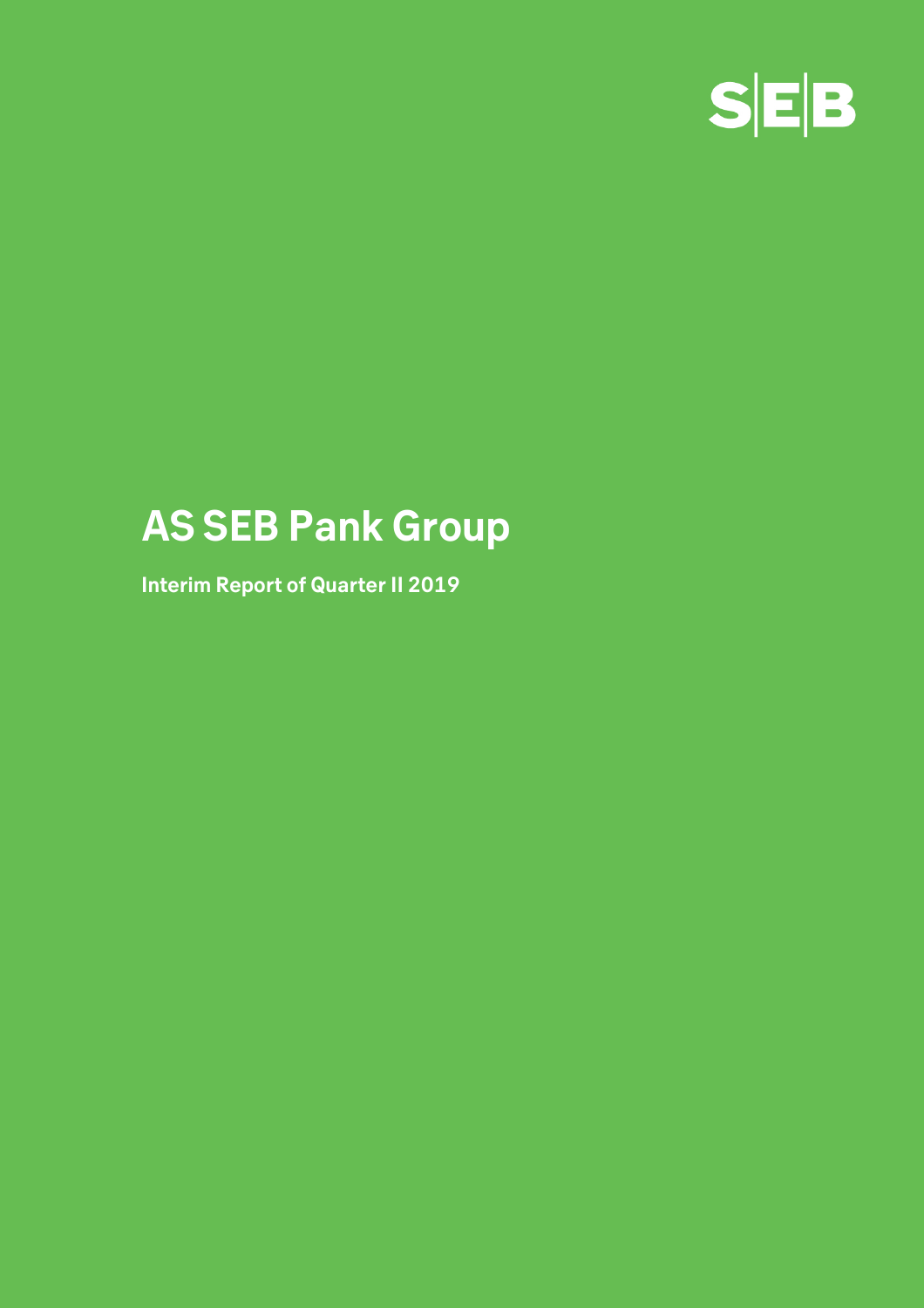S|E|B

# AS SEB Pank Group

**Interim Report of Quarter II 2019**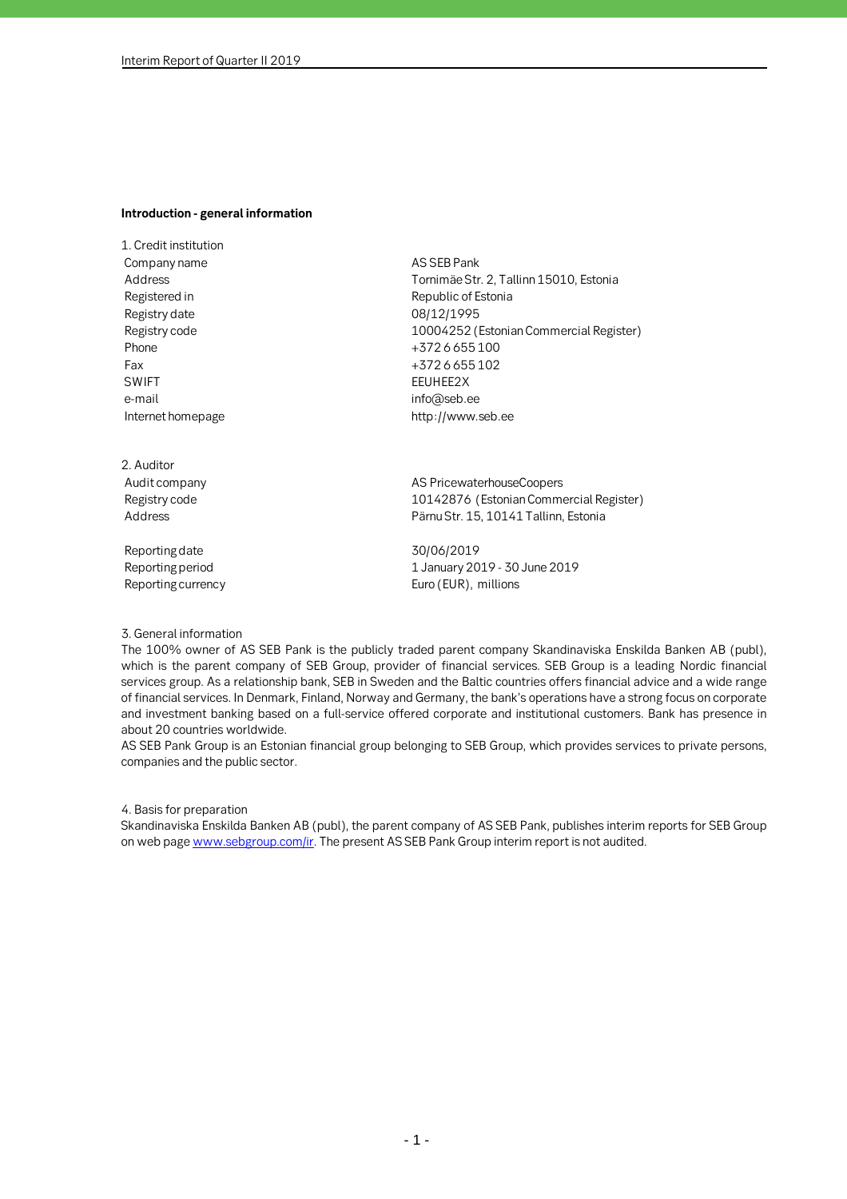## Introduction - general information

1. Credit institution

| | |
|---|---|
| Company name | AS SEB Pank |
| Address | Tornimäe Str. 2, Tallinn 15010, Estonia |
| Registered in | Republic of Estonia |
| Registry date | 08/12/1995 |
| Registry code | 10004252 (Estonian Commercial Register) |
| Phone | +372 6 655 100 |
| Fax | +372 6 655 102 |
| SWIFT | EEUHEE2X |
| e-mail | info@seb.ee |
| Internet homepage | http://www.seb.ee |

2. Auditor

| | |
|---|---|
| Audit company | AS PricewaterhouseCoopers |
| Registry code | 10142876 (Estonian Commercial Register) |
| Address | Pärnu Str. 15, 10141 Tallinn, Estonia |
| | |
| Reporting date | 30/06/2019 |
| Reporting period | 1 January 2019 - 30 June 2019 |
| Reporting currency | Euro (EUR), millions |

3. General information

The 100% owner of AS SEB Pank is the publicly traded parent company Skandinaviska Enskilda Banken AB (publ), which is the parent company of SEB Group, provider of financial services. SEB Group is a leading Nordic financial services group. As a relationship bank, SEB in Sweden and the Baltic countries offers financial advice and a wide range of financial services. In Denmark, Finland, Norway and Germany, the bank's operations have a strong focus on corporate and investment banking based on a full-service offered corporate and institutional customers. Bank has presence in about 20 countries worldwide.

AS SEB Pank Group is an Estonian financial group belonging to SEB Group, which provides services to private persons, companies and the public sector.

4. Basis for preparation

Skandinaviska Enskilda Banken AB (publ), the parent company of AS SEB Pank, publishes interim reports for SEB Group on web page www.sebgroup.com/ir. The present AS SEB Pank Group interim report is not audited.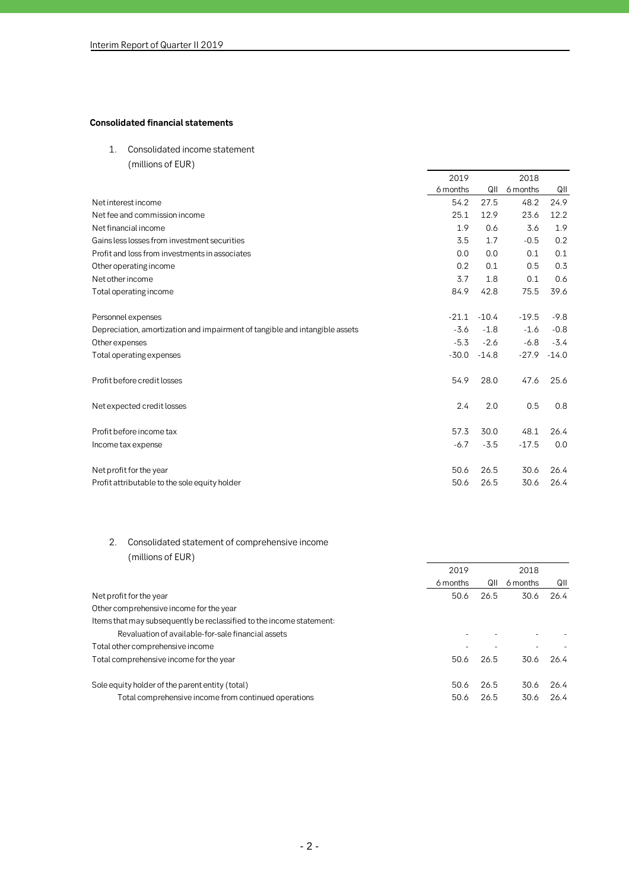**Consolidated financial statements**

1. Consolidated income statement
   (millions of EUR)

| | 2019 | | 2018 | |
|---|---|---|---|---|
| | 6 months | QII | 6 months | QII |
| Net interest income | 54.2 | 27.5 | 48.2 | 24.9 |
| Net fee and commission income | 25.1 | 12.9 | 23.6 | 12.2 |
| Net financial income | 1.9 | 0.6 | 3.6 | 1.9 |
| Gains less losses from investment securities | 3.5 | 1.7 | -0.5 | 0.2 |
| Profit and loss from investments in associates | 0.0 | 0.0 | 0.1 | 0.1 |
| Other operating income | 0.2 | 0.1 | 0.5 | 0.3 |
| Net other income | 3.7 | 1.8 | 0.1 | 0.6 |
| Total operating income | 84.9 | 42.8 | 75.5 | 39.6 |
| | | | | |
| Personnel expenses | -21.1 | -10.4 | -19.5 | -9.8 |
| Depreciation, amortization and impairment of tangible and intangible assets | -3.6 | -1.8 | -1.6 | -0.8 |
| Other expenses | -5.3 | -2.6 | -6.8 | -3.4 |
| Total operating expenses | -30.0 | -14.8 | -27.9 | -14.0 |
| | | | | |
| Profit before credit losses | 54.9 | 28.0 | 47.6 | 25.6 |
| | | | | |
| Net expected credit losses | 2.4 | 2.0 | 0.5 | 0.8 |
| | | | | |
| Profit before income tax | 57.3 | 30.0 | 48.1 | 26.4 |
| Income tax expense | -6.7 | -3.5 | -17.5 | 0.0 |
| | | | | |
| Net profit for the year | 50.6 | 26.5 | 30.6 | 26.4 |
| Profit attributable to the sole equity holder | 50.6 | 26.5 | 30.6 | 26.4 |

2. Consolidated statement of comprehensive income
   (millions of EUR)

| | 2019 | | 2018 | |
|---|---|---|---|---|
| | 6 months | QII | 6 months | QII |
| Net profit for the year | 50.6 | 26.5 | 30.6 | 26.4 |
| Other comprehensive income for the year | | | | |
| Items that may subsequently be reclassified to the income statement: | | | | |
| Revaluation of available-for-sale financial assets | - | - | - | - |
| Total other comprehensive income | - | - | - | - |
| Total comprehensive income for the year | 50.6 | 26.5 | 30.6 | 26.4 |
| | | | | |
| Sole equity holder of the parent entity (total) | 50.6 | 26.5 | 30.6 | 26.4 |
| Total comprehensive income from continued operations | 50.6 | 26.5 | 30.6 | 26.4 |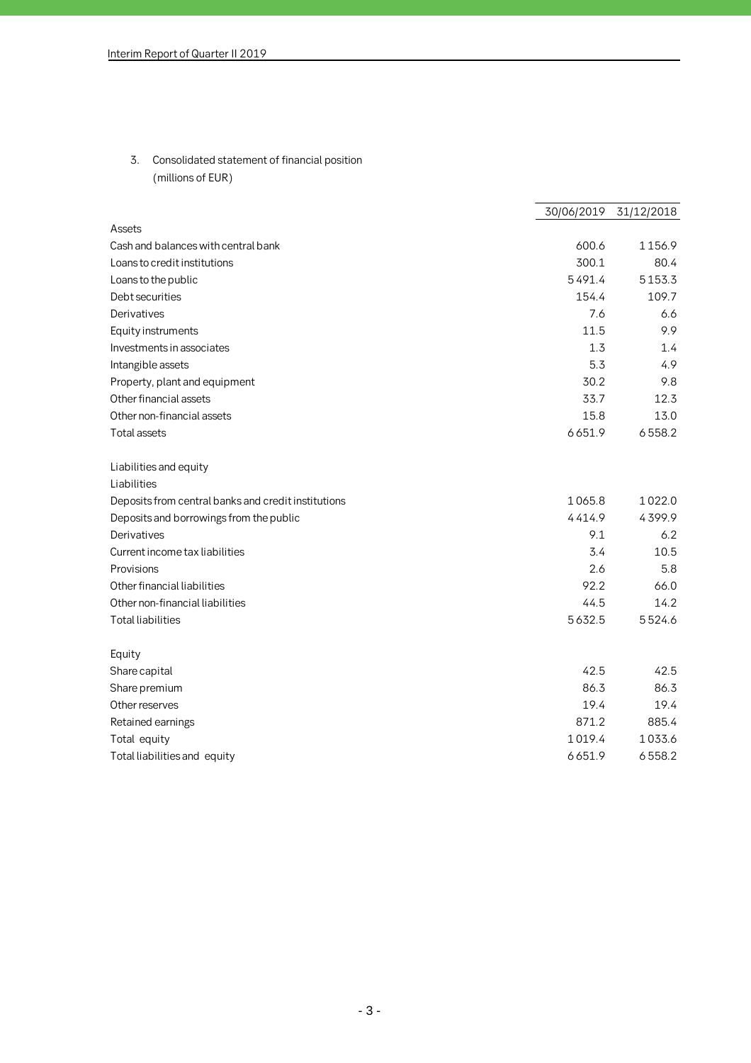3. Consolidated statement of financial position
(millions of EUR)

| | 30/06/2019 | 31/12/2018 |
|---|---|---|
| Assets | | |
| Cash and balances with central bank | 600.6 | 1 156.9 |
| Loans to credit institutions | 300.1 | 80.4 |
| Loans to the public | 5 491.4 | 5 153.3 |
| Debt securities | 154.4 | 109.7 |
| Derivatives | 7.6 | 6.6 |
| Equity instruments | 11.5 | 9.9 |
| Investments in associates | 1.3 | 1.4 |
| Intangible assets | 5.3 | 4.9 |
| Property, plant and equipment | 30.2 | 9.8 |
| Other financial assets | 33.7 | 12.3 |
| Other non-financial assets | 15.8 | 13.0 |
| Total assets | 6 651.9 | 6 558.2 |
| | | |
| Liabilities and equity | | |
| Liabilities | | |
| Deposits from central banks and credit institutions | 1 065.8 | 1 022.0 |
| Deposits and borrowings from the public | 4 414.9 | 4 399.9 |
| Derivatives | 9.1 | 6.2 |
| Current income tax liabilities | 3.4 | 10.5 |
| Provisions | 2.6 | 5.8 |
| Other financial liabilities | 92.2 | 66.0 |
| Other non-financial liabilities | 44.5 | 14.2 |
| Total liabilities | 5 632.5 | 5 524.6 |
| | | |
| Equity | | |
| Share capital | 42.5 | 42.5 |
| Share premium | 86.3 | 86.3 |
| Other reserves | 19.4 | 19.4 |
| Retained earnings | 871.2 | 885.4 |
| Total equity | 1 019.4 | 1 033.6 |
| Total liabilities and equity | 6 651.9 | 6 558.2 |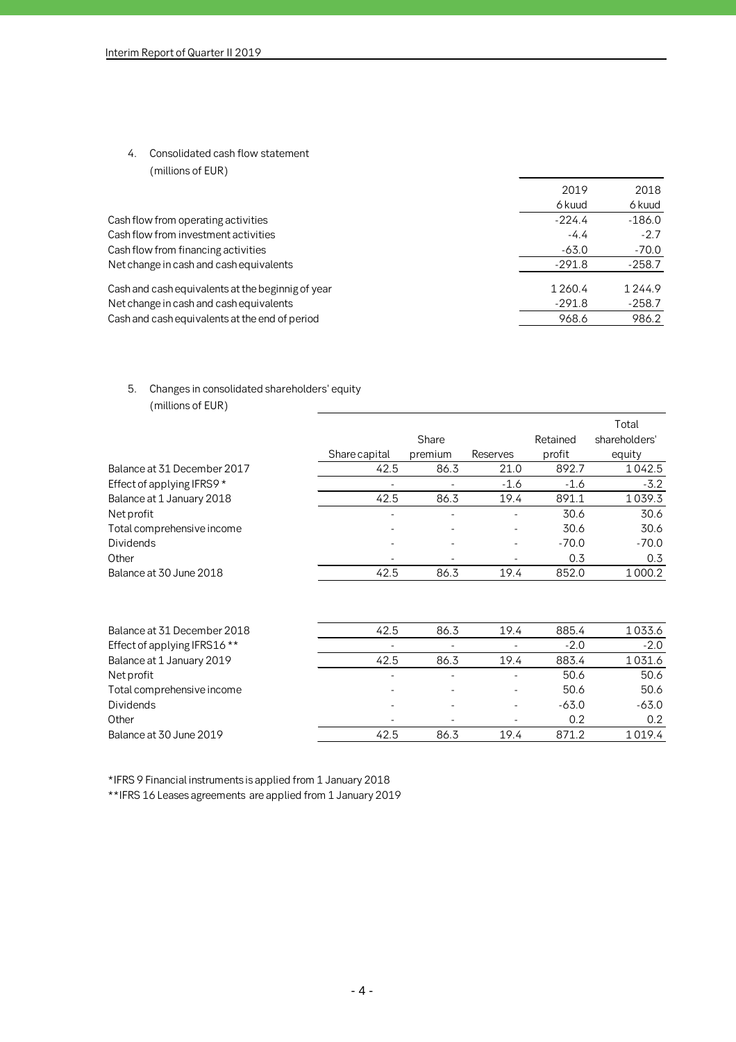4. Consolidated cash flow statement
   (millions of EUR)

| | 2019<br>6 kuud | 2018<br>6 kuud |
|---|---|---|
| Cash flow from operating activities | -224.4 | -186.0 |
| Cash flow from investment activities | -4.4 | -2.7 |
| Cash flow from financing activities | -63.0 | -70.0 |
| Net change in cash and cash equivalents | -291.8 | -258.7 |
| | | |
| Cash and cash equivalents at the beginnig of year | 1 260.4 | 1 244.9 |
| Net change in cash and cash equivalents | -291.8 | -258.7 |
| Cash and cash equivalents at the end of period | 968.6 | 986.2 |

5. Changes in consolidated shareholders' equity
   (millions of EUR)

| | Share capital | Share premium | Reserves | Retained profit | Total shareholders' equity |
|---|---|---|---|---|---|
| Balance at 31 December 2017 | 42.5 | 86.3 | 21.0 | 892.7 | 1 042.5 |
| Effect of applying IFRS9 * | - | - | -1.6 | -1.6 | -3.2 |
| Balance at 1 January 2018 | 42.5 | 86.3 | 19.4 | 891.1 | 1 039.3 |
| Net profit | - | - | - | 30.6 | 30.6 |
| Total comprehensive income | - | - | - | 30.6 | 30.6 |
| Dividends | - | - | - | -70.0 | -70.0 |
| Other | - | - | - | 0.3 | 0.3 |
| Balance at 30 June 2018 | 42.5 | 86.3 | 19.4 | 852.0 | 1 000.2 |
| | | | | | |
| Balance at 31 December 2018 | 42.5 | 86.3 | 19.4 | 885.4 | 1 033.6 |
| Effect of applying IFRS16 ** | - | - | - | -2.0 | -2.0 |
| Balance at 1 January 2019 | 42.5 | 86.3 | 19.4 | 883.4 | 1 031.6 |
| Net profit | - | - | - | 50.6 | 50.6 |
| Total comprehensive income | - | - | - | 50.6 | 50.6 |
| Dividends | - | - | - | -63.0 | -63.0 |
| Other | - | - | - | 0.2 | 0.2 |
| Balance at 30 June 2019 | 42.5 | 86.3 | 19.4 | 871.2 | 1 019.4 |

*IFRS 9 Financial instruments is applied from 1 January 2018

**IFRS 16 Leases agreements are applied from 1 January 2019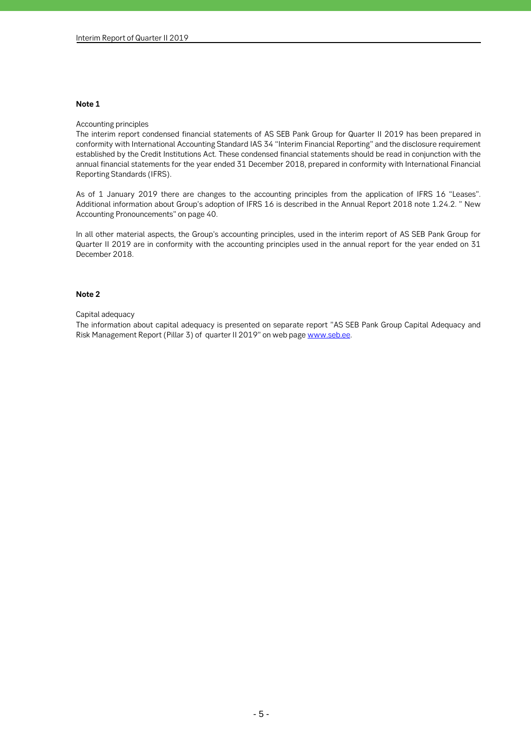**Note 1**

Accounting principles

The interim report condensed financial statements of AS SEB Pank Group for Quarter II 2019 has been prepared in conformity with International Accounting Standard IAS 34 "Interim Financial Reporting" and the disclosure requirement established by the Credit Institutions Act. These condensed financial statements should be read in conjunction with the annual financial statements for the year ended 31 December 2018, prepared in conformity with International Financial Reporting Standards (IFRS).

As of 1 January 2019 there are changes to the accounting principles from the application of IFRS 16 "Leases". Additional information about Group's adoption of IFRS 16 is described in the Annual Report 2018 note 1.24.2. " New Accounting Pronouncements" on page 40.

In all other material aspects, the Group's accounting principles, used in the interim report of AS SEB Pank Group for Quarter II 2019 are in conformity with the accounting principles used in the annual report for the year ended on 31 December 2018.

**Note 2**

Capital adequacy

The information about capital adequacy is presented on separate report "AS SEB Pank Group Capital Adequacy and Risk Management Report (Pillar 3) of quarter II 2019" on web page www.seb.ee.